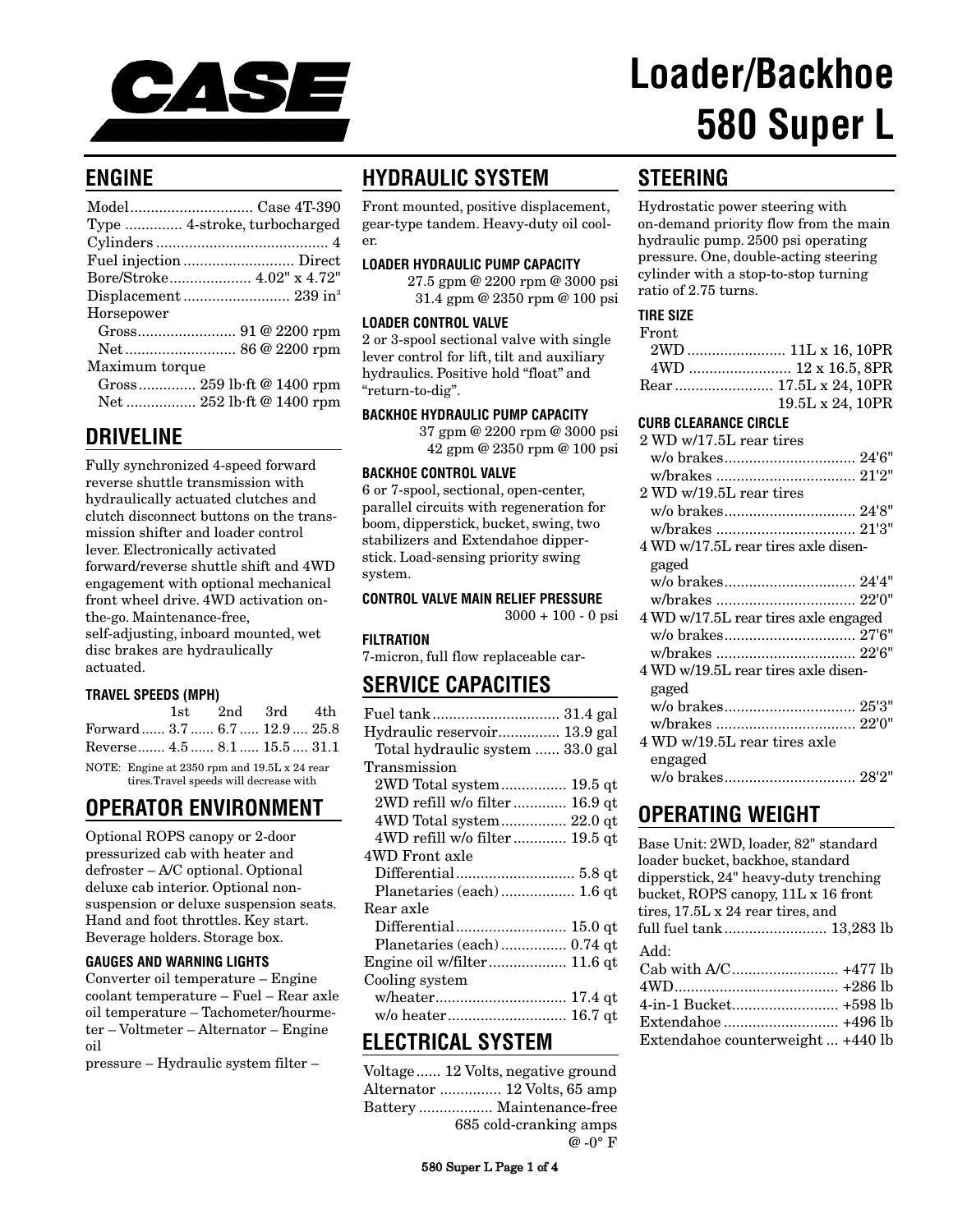# CASE

# Loader/Backhoe 580 Super L

## ENGINE

| | |
|---|---|
| Model | Case 4T-390 |
| Type | 4-stroke, turbocharged |
| Cylinders | 4 |
| Fuel injection | Direct |
| Bore/Stroke | 4.02" x 4.72" |
| Displacement | 239 in$^3$ |
| Horsepower | |
| Gross | 91 @ 2200 rpm |
| Net | 86 @ 2200 rpm |
| Maximum torque | |
| Gross | 259 lb·ft @ 1400 rpm |
| Net | 252 lb·ft @ 1400 rpm |

## DRIVELINE

Fully synchronized 4-speed forward reverse shuttle transmission with hydraulically actuated clutches and clutch disconnect buttons on the transmission shifter and loader control lever. Electronically activated forward/reverse shuttle shift and 4WD engagement with optional mechanical front wheel drive. 4WD activation on-the-go. Maintenance-free, self-adjusting, inboard mounted, wet disc brakes are hydraulically actuated.

### TRAVEL SPEEDS (MPH)

| | 1st | 2nd | 3rd | 4th |
|---|---|---|---|---|
| Forward | 3.7 | 6.7 | 12.9 | 25.8 |
| Reverse | 4.5 | 8.1 | 15.5 | 31.1 |

NOTE: Engine at 2350 rpm and 19.5L x 24 rear tires.Travel speeds will decrease with

## OPERATOR ENVIRONMENT

Optional ROPS canopy or 2-door pressurized cab with heater and defroster – A/C optional. Optional deluxe cab interior. Optional non-suspension or deluxe suspension seats. Hand and foot throttles. Key start. Beverage holders. Storage box.

### GAUGES AND WARNING LIGHTS

Converter oil temperature – Engine coolant temperature – Fuel – Rear axle oil temperature – Tachometer/hourmeter – Voltmeter – Alternator – Engine oil
pressure – Hydraulic system filter –

## HYDRAULIC SYSTEM

Front mounted, positive displacement, gear-type tandem. Heavy-duty oil cooler.

### LOADER HYDRAULIC PUMP CAPACITY

27.5 gpm @ 2200 rpm @ 3000 psi
31.4 gpm @ 2350 rpm @ 100 psi

### LOADER CONTROL VALVE

2 or 3-spool sectional valve with single lever control for lift, tilt and auxiliary hydraulics. Positive hold "float" and "return-to-dig".

### BACKHOE HYDRAULIC PUMP CAPACITY

37 gpm @ 2200 rpm @ 3000 psi
42 gpm @ 2350 rpm @ 100 psi

### BACKHOE CONTROL VALVE

6 or 7-spool, sectional, open-center, parallel circuits with regeneration for boom, dipperstick, bucket, swing, two stabilizers and Extendahoe dipperstick. Load-sensing priority swing system.

### CONTROL VALVE MAIN RELIEF PRESSURE

3000 + 100 - 0 psi

### FILTRATION

7-micron, full flow replaceable car-

## SERVICE CAPACITIES

| | |
|---|---|
| Fuel tank | 31.4 gal |
| Hydraulic reservoir | 13.9 gal |
| Total hydraulic system | 33.0 gal |
| Transmission | |
| 2WD Total system | 19.5 qt |
| 2WD refill w/o filter | 16.9 qt |
| 4WD Total system | 22.0 qt |
| 4WD refill w/o filter | 19.5 qt |
| 4WD Front axle | |
| Differential | 5.8 qt |
| Planetaries (each) | 1.6 qt |
| Rear axle | |
| Differential | 15.0 qt |
| Planetaries (each) | 0.74 qt |
| Engine oil w/filter | 11.6 qt |
| Cooling system | |
| w/heater | 17.4 qt |
| w/o heater | 16.7 qt |

## ELECTRICAL SYSTEM

| | |
|---|---|
| Voltage | 12 Volts, negative ground |
| Alternator | 12 Volts, 65 amp |
| Battery | Maintenance-free 685 cold-cranking amps @ -0° F |

## STEERING

Hydrostatic power steering with on-demand priority flow from the main hydraulic pump. 2500 psi operating pressure. One, double-acting steering cylinder with a stop-to-stop turning ratio of 2.75 turns.

### TIRE SIZE

| | |
|---|---|
| Front | |
| 2WD | 11L x 16, 10PR |
| 4WD | 12 x 16.5, 8PR |
| Rear | 17.5L x 24, 10PR |
| | 19.5L x 24, 10PR |

### CURB CLEARANCE CIRCLE

| | |
|---|---|
| 2 WD w/17.5L rear tires | |
| w/o brakes | 24'6" |
| w/brakes | 21'2" |
| 2 WD w/19.5L rear tires | |
| w/o brakes | 24'8" |
| w/brakes | 21'3" |
| 4 WD w/17.5L rear tires axle disengaged | |
| w/o brakes | 24'4" |
| w/brakes | 22'0" |
| 4 WD w/17.5L rear tires axle engaged | |
| w/o brakes | 27'6" |
| w/brakes | 22'6" |
| 4 WD w/19.5L rear tires axle disengaged | |
| w/o brakes | 25'3" |
| w/brakes | 22'0" |
| 4 WD w/19.5L rear tires axle engaged | |
| w/o brakes | 28'2" |

## OPERATING WEIGHT

Base Unit: 2WD, loader, 82" standard loader bucket, backhoe, standard dipperstick, 24" heavy-duty trenching bucket, ROPS canopy, 11L x 16 front tires, 17.5L x 24 rear tires, and full fuel tank ......................... 13,283 lb

Add:

| | |
|---|---|
| Cab with A/C | +477 lb |
| 4WD | +286 lb |
| 4-in-1 Bucket | +598 lb |
| Extendahoe | +496 lb |
| Extendahoe counterweight | +440 lb |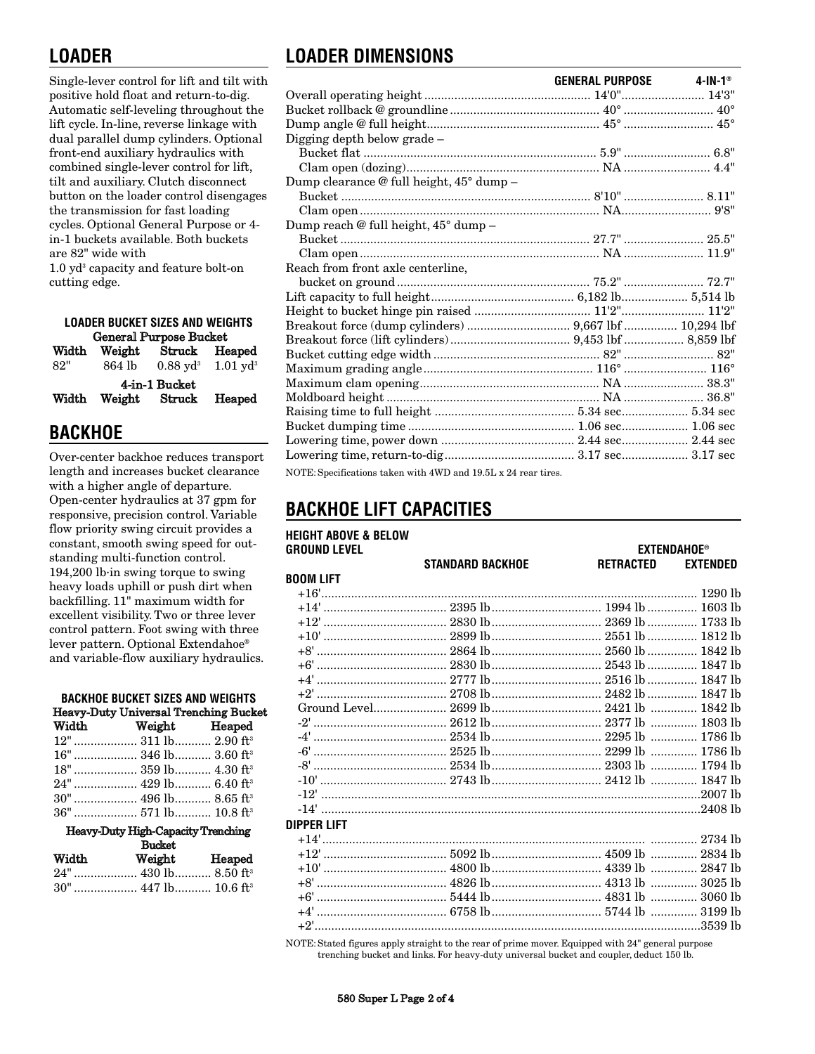## LOADER

Single-lever control for lift and tilt with positive hold float and return-to-dig. Automatic self-leveling throughout the lift cycle. In-line, reverse linkage with dual parallel dump cylinders. Optional front-end auxiliary hydraulics with combined single-lever control for lift, tilt and auxiliary. Clutch disconnect button on the loader control disengages the transmission for fast loading cycles. Optional General Purpose or 4-in-1 buckets available. Both buckets are 82" wide with 1.0 yd$^3$ capacity and feature bolt-on cutting edge.

### LOADER BUCKET SIZES AND WEIGHTS

**General Purpose Bucket**

| Width | Weight | Struck | Heaped |
|---|---|---|---|
| 82" | 864 lb | 0.88 yd$^3$ | 1.01 yd$^3$ |

**4-in-1 Bucket**

| Width | Weight | Struck | Heaped |
|---|---|---|---|

## BACKHOE

Over-center backhoe reduces transport length and increases bucket clearance with a higher angle of departure. Open-center hydraulics at 37 gpm for responsive, precision control. Variable flow priority swing circuit provides a constant, smooth swing speed for outstanding multi-function control. 194,200 lb·in swing torque to swing heavy loads uphill or push dirt when backfilling. 11" maximum width for excellent visibility. Two or three lever control pattern. Foot swing with three lever pattern. Optional Extendahoe® and variable-flow auxiliary hydraulics.

### BACKHOE BUCKET SIZES AND WEIGHTS

**Heavy-Duty Universal Trenching Bucket**

| Width | Weight | Heaped |
|---|---|---|
| 12" | 311 lb | 2.90 ft$^3$ |
| 16" | 346 lb | 3.60 ft$^3$ |
| 18" | 359 lb | 4.30 ft$^3$ |
| 24" | 429 lb | 6.40 ft$^3$ |
| 30" | 496 lb | 8.65 ft$^3$ |
| 36" | 571 lb | 10.8 ft$^3$ |

**Heavy-Duty High-Capacity Trenching Bucket**

| Width | Weight | Heaped |
|---|---|---|
| 24" | 430 lb | 8.50 ft$^3$ |
| 30" | 447 lb | 10.6 ft$^3$ |

## LOADER DIMENSIONS

| | GENERAL PURPOSE | 4-IN-1® |
|---|---|---|
| Overall operating height | 14'0" | 14'3" |
| Bucket rollback @ groundline | 40° | 40° |
| Dump angle @ full height | 45° | 45° |
| Digging depth below grade – | | |
| Bucket flat | 5.9" | 6.8" |
| Clam open (dozing) | NA | 4.4" |
| Dump clearance @ full height, 45° dump – | | |
| Bucket | 8'10" | 8.11" |
| Clam open | NA | 9'8" |
| Dump reach @ full height, 45° dump – | | |
| Bucket | 27.7" | 25.5" |
| Clam open | NA | 11.9" |
| Reach from front axle centerline, bucket on ground | 75.2" | 72.7" |
| Lift capacity to full height | 6,182 lb | 5,514 lb |
| Height to bucket hinge pin raised | 11'2" | 11'2" |
| Breakout force (dump cylinders) | 9,667 lbf | 10,294 lbf |
| Breakout force (lift cylinders) | 9,453 lbf | 8,859 lbf |
| Bucket cutting edge width | 82" | 82" |
| Maximum grading angle | 116° | 116° |
| Maximum clam opening | NA | 38.3" |
| Moldboard height | NA | 36.8" |
| Raising time to full height | 5.34 sec | 5.34 sec |
| Bucket dumping time | 1.06 sec | 1.06 sec |
| Lowering time, power down | 2.44 sec | 2.44 sec |
| Lowering time, return-to-dig | 3.17 sec | 3.17 sec |

NOTE: Specifications taken with 4WD and 19.5L x 24 rear tires.

## BACKHOE LIFT CAPACITIES

| HEIGHT ABOVE & BELOW GROUND LEVEL | STANDARD BACKHOE | EXTENDAHOE® RETRACTED | EXTENDAHOE® EXTENDED |
|---|---|---|---|
| **BOOM LIFT** | | | |
| +16' | | | 1290 lb |
| +14' | 2395 lb | 1994 lb | 1603 lb |
| +12' | 2830 lb | 2369 lb | 1733 lb |
| +10' | 2899 lb | 2551 lb | 1812 lb |
| +8' | 2864 lb | 2560 lb | 1842 lb |
| +6' | 2830 lb | 2543 lb | 1847 lb |
| +4' | 2777 lb | 2516 lb | 1847 lb |
| +2' | 2708 lb | 2482 lb | 1847 lb |
| Ground Level | 2699 lb | 2421 lb | 1842 lb |
| -2' | 2612 lb | 2377 lb | 1803 lb |
| -4' | 2534 lb | 2295 lb | 1786 lb |
| -6' | 2525 lb | 2299 lb | 1786 lb |
| -8' | 2534 lb | 2303 lb | 1794 lb |
| -10' | 2743 lb | 2412 lb | 1847 lb |
| -12' | | | 2007 lb |
| -14' | | | 2408 lb |
| **DIPPER LIFT** | | | |
| +14' | | | 2734 lb |
| +12' | 5092 lb | 4509 lb | 2834 lb |
| +10' | 4800 lb | 4339 lb | 2847 lb |
| +8' | 4826 lb | 4313 lb | 3025 lb |
| +6' | 5444 lb | 4831 lb | 3060 lb |
| +4' | 6758 lb | 5744 lb | 3199 lb |
| +2' | | | 3539 lb |

NOTE: Stated figures apply straight to the rear of prime mover. Equipped with 24" general purpose trenching bucket and links. For heavy-duty universal bucket and coupler, deduct 150 lb.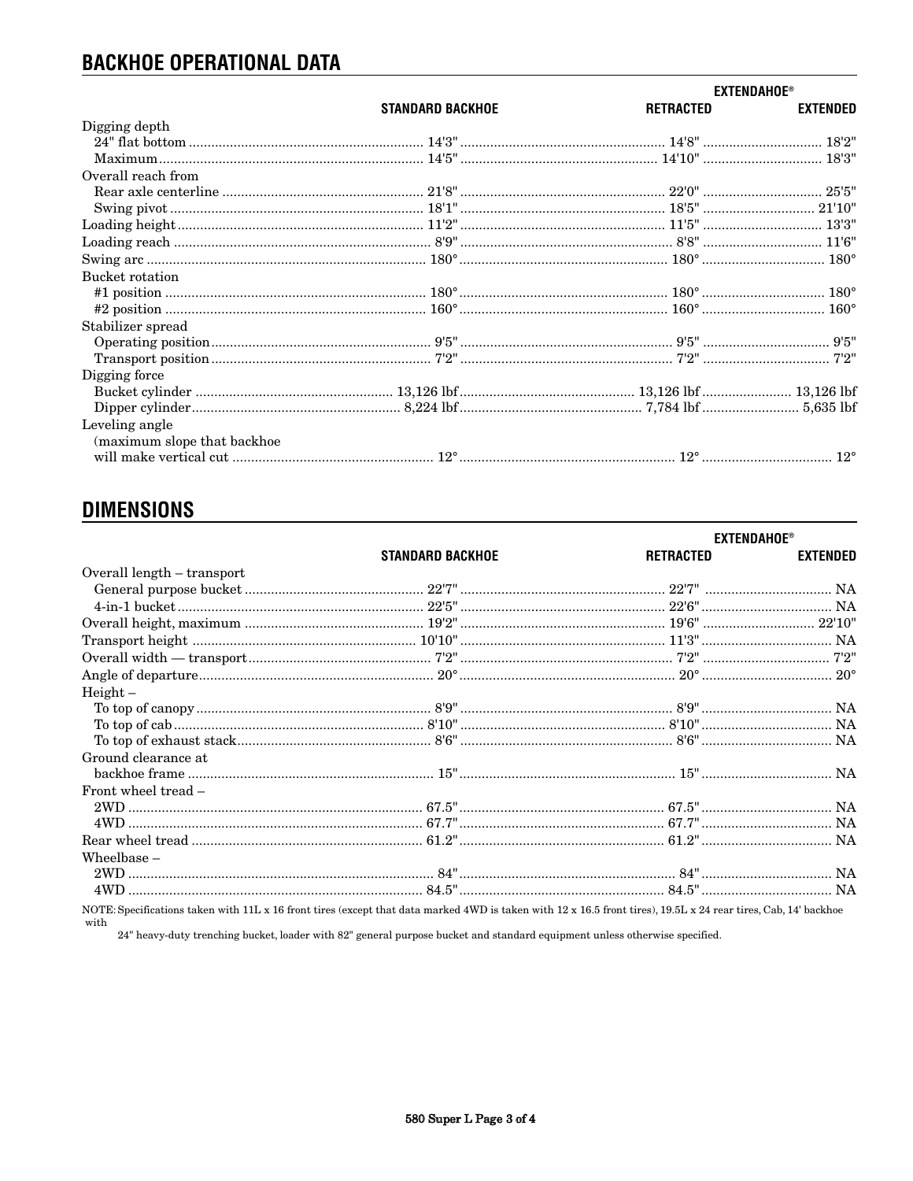## BACKHOE OPERATIONAL DATA

| | STANDARD BACKHOE | EXTENDAHOE® RETRACTED | EXTENDAHOE® EXTENDED |
|---|---|---|---|
| Digging depth | | | |
| 24" flat bottom | 14'3" | 14'8" | 18'2" |
| Maximum | 14'5" | 14'10" | 18'3" |
| Overall reach from | | | |
| Rear axle centerline | 21'8" | 22'0" | 25'5" |
| Swing pivot | 18'1" | 18'5" | 21'10" |
| Loading height | 11'2" | 11'5" | 13'3" |
| Loading reach | 8'9" | 8'8" | 11'6" |
| Swing arc | 180° | 180° | 180° |
| Bucket rotation | | | |
| #1 position | 180° | 180° | 180° |
| #2 position | 160° | 160° | 160° |
| Stabilizer spread | | | |
| Operating position | 9'5" | 9'5" | 9'5" |
| Transport position | 7'2" | 7'2" | 7'2" |
| Digging force | | | |
| Bucket cylinder | 13,126 lbf | 13,126 lbf | 13,126 lbf |
| Dipper cylinder | 8,224 lbf | 7,784 lbf | 5,635 lbf |
| Leveling angle (maximum slope that backhoe will make vertical cut | 12° | 12° | 12° |

## DIMENSIONS

| | STANDARD BACKHOE | EXTENDAHOE® RETRACTED | EXTENDAHOE® EXTENDED |
|---|---|---|---|
| Overall length – transport | | | |
| General purpose bucket | 22'7" | 22'7" | NA |
| 4-in-1 bucket | 22'5" | 22'6" | NA |
| Overall height, maximum | 19'2" | 19'6" | 22'10" |
| Transport height | 10'10" | 11'3" | NA |
| Overall width — transport | 7'2" | 7'2" | 7'2" |
| Angle of departure | 20° | 20° | 20° |
| Height – | | | |
| To top of canopy | 8'9" | 8'9" | NA |
| To top of cab | 8'10" | 8'10" | NA |
| To top of exhaust stack | 8'6" | 8'6" | NA |
| Ground clearance at backhoe frame | 15" | 15" | NA |
| Front wheel tread – | | | |
| 2WD | 67.5" | 67.5" | NA |
| 4WD | 67.7" | 67.7" | NA |
| Rear wheel tread | 61.2" | 61.2" | NA |
| Wheelbase – | | | |
| 2WD | 84" | 84" | NA |
| 4WD | 84.5" | 84.5" | NA |

NOTE: Specifications taken with 11L x 16 front tires (except that data marked 4WD is taken with 12 x 16.5 front tires), 19.5L x 24 rear tires, Cab, 14' backhoe with 24" heavy-duty trenching bucket, loader with 82" general purpose bucket and standard equipment unless otherwise specified.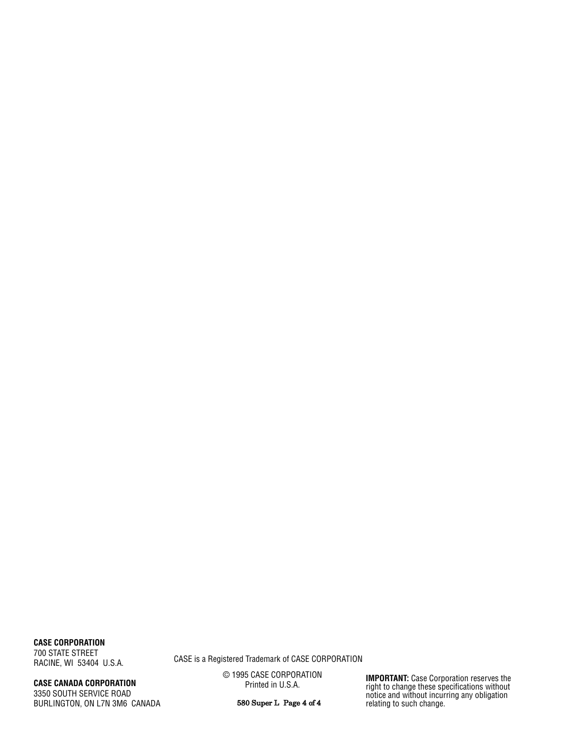**CASE CORPORATION**
700 STATE STREET
RACINE, WI 53404 U.S.A.

**CASE CANADA CORPORATION**
3350 SOUTH SERVICE ROAD
BURLINGTON, ON L7N 3M6 CANADA

CASE is a Registered Trademark of CASE CORPORATION

© 1995 CASE CORPORATION
Printed in U.S.A.

**IMPORTANT:** Case Corporation reserves the right to change these specifications without notice and without incurring any obligation relating to such change.